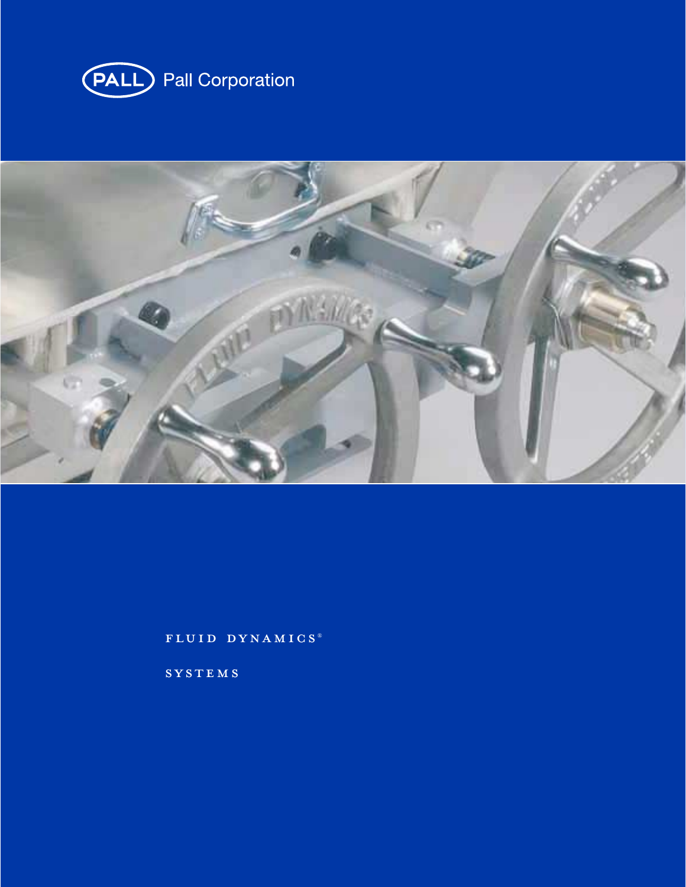Pall Corporation

# FLUID DYNAMICS®

## SYSTEMS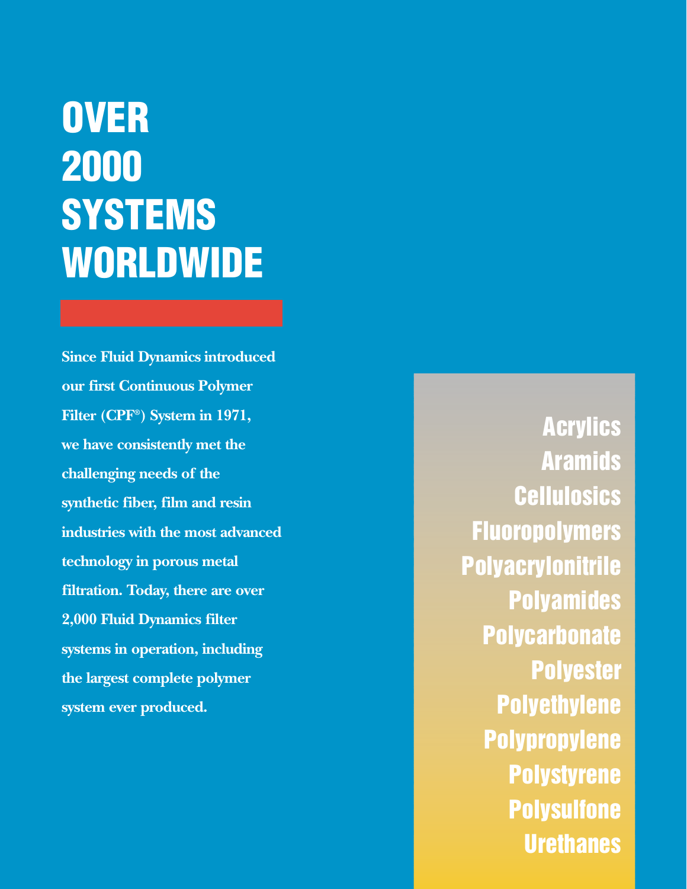# OVER 2000 SYSTEMS WORLDWIDE

**Since Fluid Dynamics introduced our first Continuous Polymer Filter (CPF®) System in 1971, we have consistently met the challenging needs of the synthetic fiber, film and resin industries with the most advanced technology in porous metal filtration. Today, there are over 2,000 Fluid Dynamics filter systems in operation, including the largest complete polymer system ever produced.**

- Acrylics
- Aramids
- Cellulosics
- Fluoropolymers
- Polyacrylonitrile
- Polyamides
- Polycarbonate
- Polyester
- Polyethylene
- Polypropylene
- Polystyrene
- Polysulfone
- Urethanes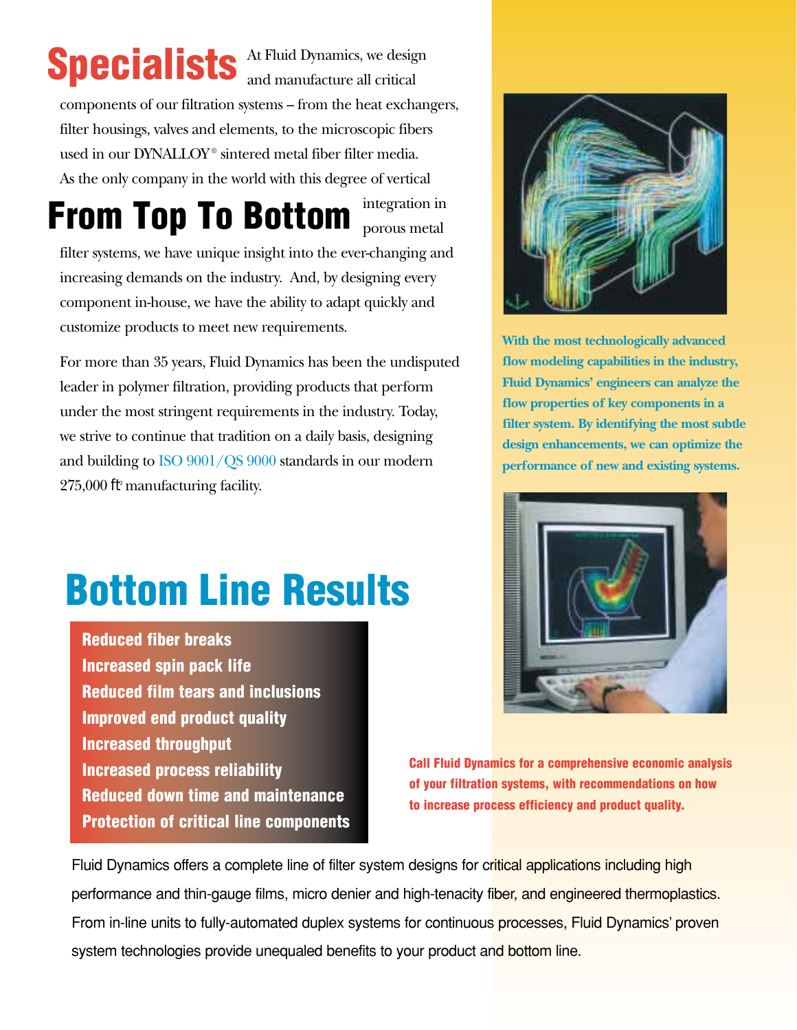# Specialists

At Fluid Dynamics, we design and manufacture all critical components of our filtration systems – from the heat exchangers, filter housings, valves and elements, to the microscopic fibers used in our DYNALLOY® sintered metal fiber filter media. As the only company in the world with this degree of vertical integration in porous metal filter systems, we have unique insight into the ever-changing and increasing demands on the industry. And, by designing every component in-house, we have the ability to adapt quickly and customize products to meet new requirements.

# From Top To Bottom

For more than 35 years, Fluid Dynamics has been the undisputed leader in polymer filtration, providing products that perform under the most stringent requirements in the industry. Today, we strive to continue that tradition on a daily basis, designing and building to ISO 9001/QS 9000 standards in our modern 275,000 ft² manufacturing facility.

**With the most technologically advanced flow modeling capabilities in the industry, Fluid Dynamics' engineers can analyze the flow properties of key components in a filter system. By identifying the most subtle design enhancements, we can optimize the performance of new and existing systems.**

# Bottom Line Results

- **Reduced fiber breaks**
- **Increased spin pack life**
- **Reduced film tears and inclusions**
- **Improved end product quality**
- **Increased throughput**
- **Increased process reliability**
- **Reduced down time and maintenance**
- **Protection of critical line components**

**Call Fluid Dynamics for a comprehensive economic analysis of your filtration systems, with recommendations on how to increase process efficiency and product quality.**

Fluid Dynamics offers a complete line of filter system designs for critical applications including high performance and thin-gauge films, micro denier and high-tenacity fiber, and engineered thermoplastics. From in-line units to fully-automated duplex systems for continuous processes, Fluid Dynamics' proven system technologies provide unequaled benefits to your product and bottom line.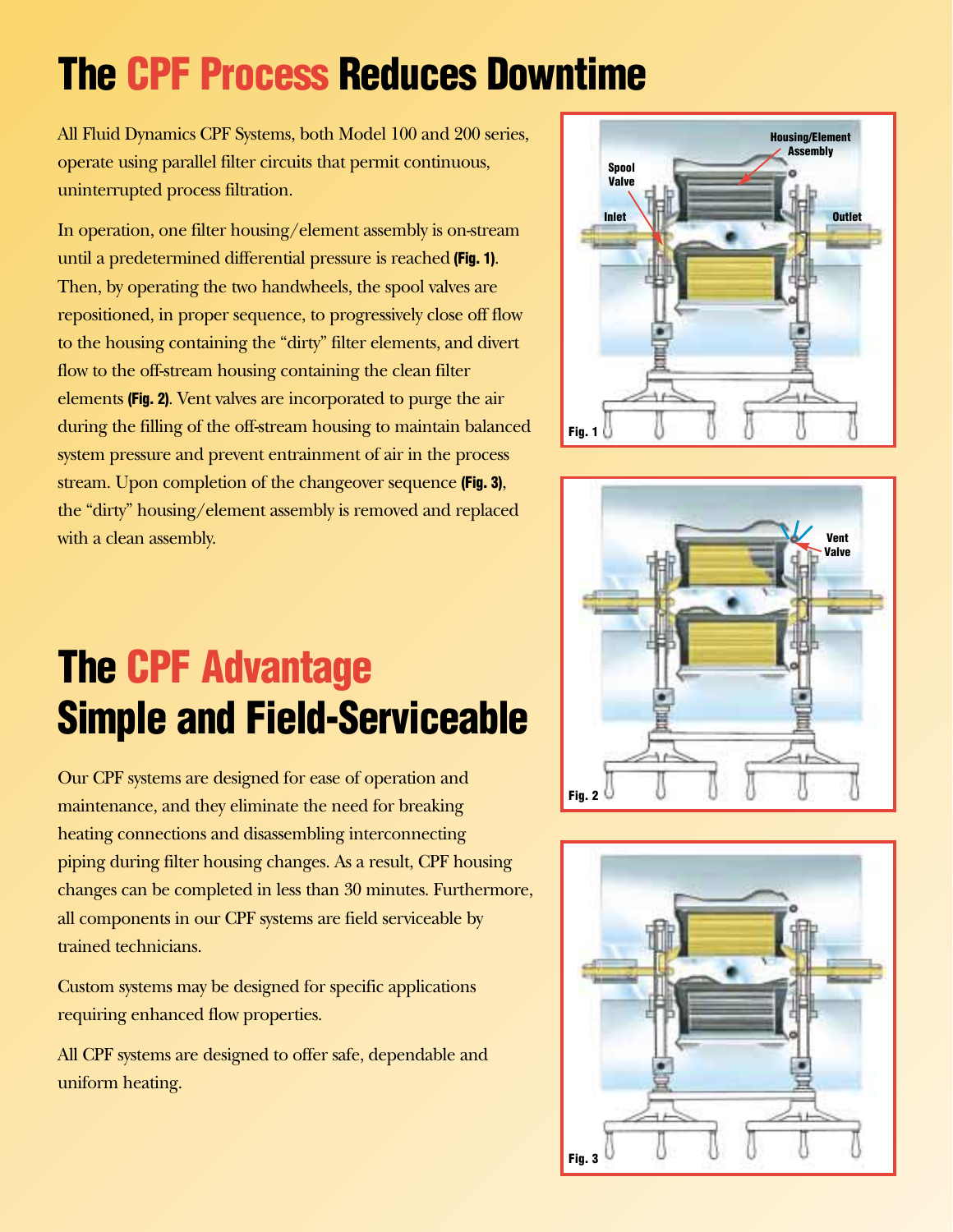# The CPF Process Reduces Downtime

All Fluid Dynamics CPF Systems, both Model 100 and 200 series, operate using parallel filter circuits that permit continuous, uninterrupted process filtration.

In operation, one filter housing/element assembly is on-stream until a predetermined differential pressure is reached **(Fig. 1)**. Then, by operating the two handwheels, the spool valves are repositioned, in proper sequence, to progressively close off flow to the housing containing the "dirty" filter elements, and divert flow to the off-stream housing containing the clean filter elements **(Fig. 2)**. Vent valves are incorporated to purge the air during the filling of the off-stream housing to maintain balanced system pressure and prevent entrainment of air in the process stream. Upon completion of the changeover sequence **(Fig. 3)**, the "dirty" housing/element assembly is removed and replaced with a clean assembly.

# The CPF Advantage Simple and Field-Serviceable

Our CPF systems are designed for ease of operation and maintenance, and they eliminate the need for breaking heating connections and disassembling interconnecting piping during filter housing changes. As a result, CPF housing changes can be completed in less than 30 minutes. Furthermore, all components in our CPF systems are field serviceable by trained technicians.

Custom systems may be designed for specific applications requiring enhanced flow properties.

All CPF systems are designed to offer safe, dependable and uniform heating.

Housing/Element Assembly, Spool Valve, Inlet, Outlet

Fig. 1

Vent Valve

Fig. 2

Fig. 3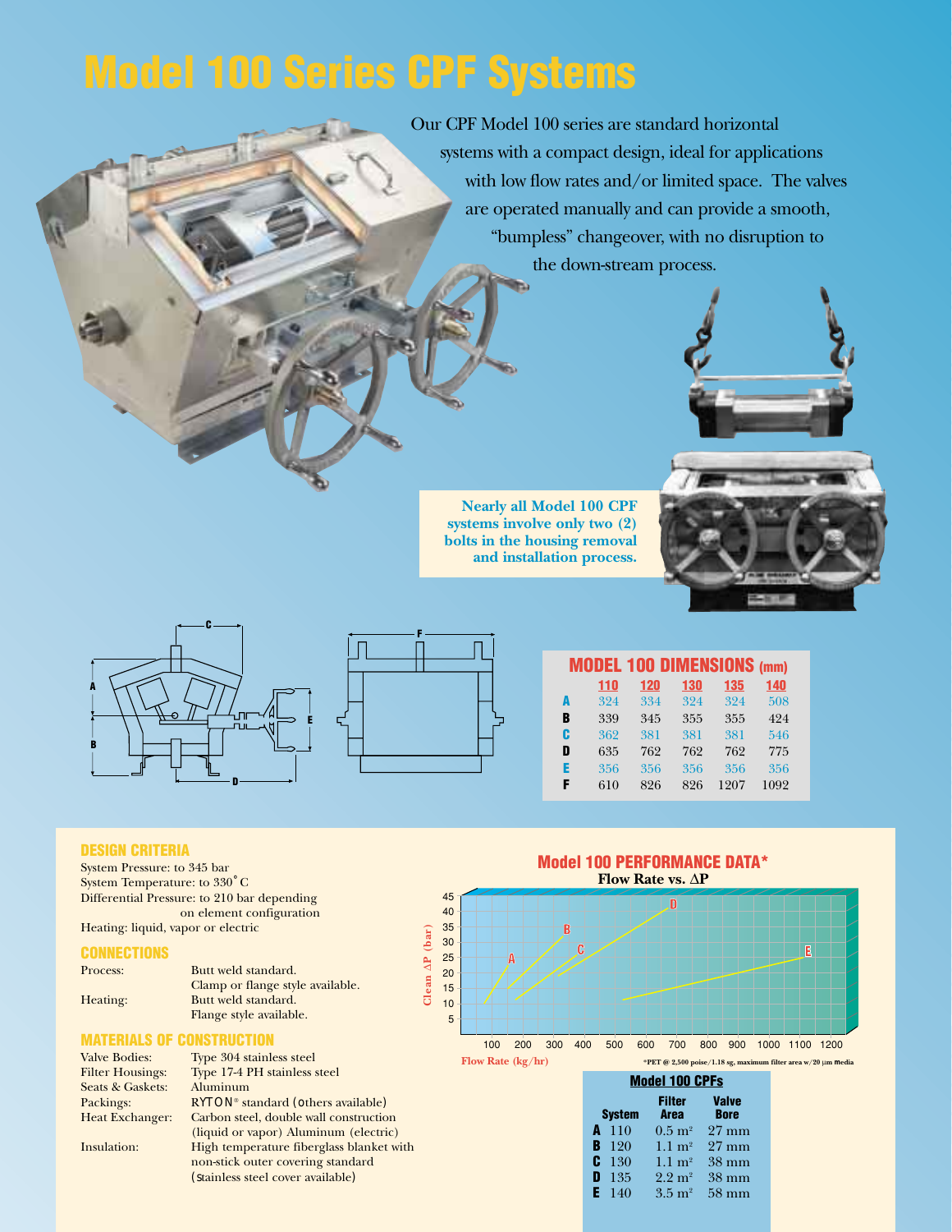# Model 100 Series CPF Systems

Our CPF Model 100 series are standard horizontal systems with a compact design, ideal for applications with low flow rates and/or limited space. The valves are operated manually and can provide a smooth, "bumpless" changeover, with no disruption to the down-stream process.

**Nearly all Model 100 CPF systems involve only two (2) bolts in the housing removal and installation process.**

## MODEL 100 DIMENSIONS (mm)

| | 110 | 120 | 130 | 135 | 140 |
|---|---|---|---|---|---|
| **A** | 324 | 334 | 324 | 324 | 508 |
| **B** | 339 | 345 | 355 | 355 | 424 |
| **C** | 362 | 381 | 381 | 381 | 546 |
| **D** | 635 | 762 | 762 | 762 | 775 |
| **E** | 356 | 356 | 356 | 356 | 356 |
| **F** | 610 | 826 | 826 | 1207 | 1092 |

### DESIGN CRITERIA

System Pressure: to 345 bar
System Temperature: to 330˚C
Differential Pressure: to 210 bar depending on element configuration
Heating: liquid, vapor or electric

### CONNECTIONS

| | |
|---|---|
| Process: | Butt weld standard. Clamp or flange style available. |
| Heating: | Butt weld standard. Flange style available. |

### MATERIALS OF CONSTRUCTION

| | |
|---|---|
| Valve Bodies: | Type 304 stainless steel |
| Filter Housings: | Type 17-4 PH stainless steel |
| Seats & Gaskets: | Aluminum |
| Packings: | RYTON® standard (others available) |
| Heat Exchanger: | Carbon steel, double wall construction (liquid or vapor) Aluminum (electric) |
| Insulation: | High temperature fiberglass blanket with non-stick outer covering standard (Stainless steel cover available) |

## Model 100 PERFORMANCE DATA*

**Flow Rate vs. ΔP**

*PET @ 2,500 poise/1.18 sg, maximum filter area w/20 µm media

### Model 100 CPFs

| | System | Filter Area | Valve Bore |
|---|---|---|---|
| **A** | 110 | 0.5 m² | 27 mm |
| **B** | 120 | 1.1 m² | 27 mm |
| **C** | 130 | 1.1 m² | 38 mm |
| **D** | 135 | 2.2 m² | 38 mm |
| **E** | 140 | 3.5 m² | 58 mm |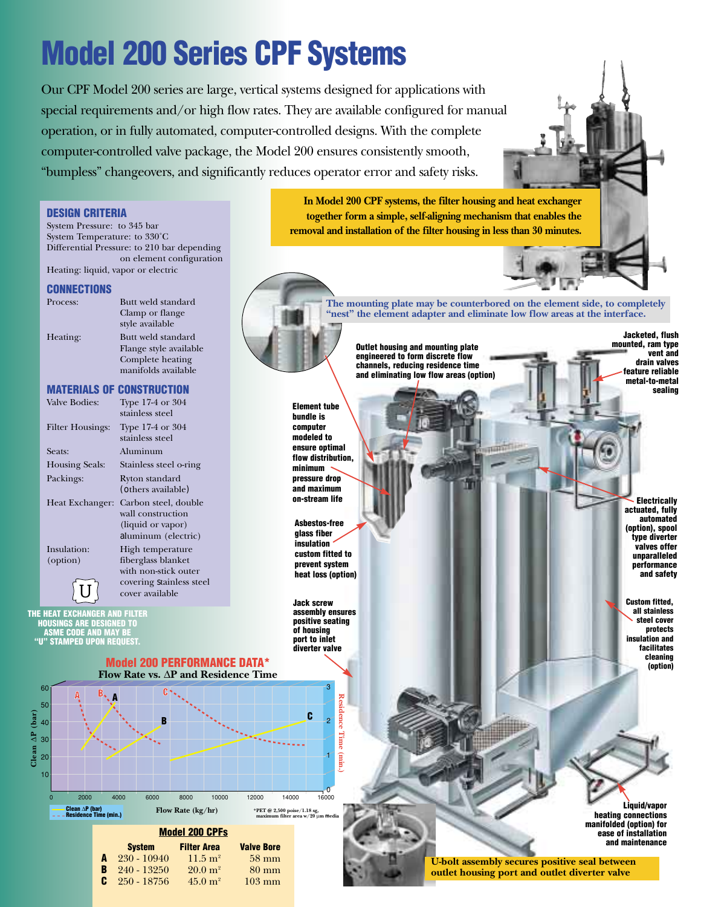# Model 200 Series CPF Systems

Our CPF Model 200 series are large, vertical systems designed for applications with special requirements and/or high flow rates. They are available configured for manual operation, or in fully automated, computer-controlled designs. With the complete computer-controlled valve package, the Model 200 ensures consistently smooth, “bumpless” changeovers, and significantly reduces operator error and safety risks.

**In Model 200 CPF systems, the filter housing and heat exchanger together form a simple, self-aligning mechanism that enables the removal and installation of the filter housing in less than 30 minutes.**

## DESIGN CRITERIA

System Pressure: to 345 bar
System Temperature: to 330°C
Differential Pressure: to 210 bar depending on element configuration
Heating: liquid, vapor or electric

## CONNECTIONS

| | |
|---|---|
| Process: | Butt weld standard; Clamp or flange style available |
| Heating: | Butt weld standard; Flange style available; Complete heating manifolds available |

## MATERIALS OF CONSTRUCTION

| | |
|---|---|
| Valve Bodies: | Type 17-4 or 304 stainless steel |
| Filter Housings: | Type 17-4 or 304 stainless steel |
| Seats: | Aluminum |
| Housing Seals: | Stainless steel o-ring |
| Packings: | Ryton standard (others available) |
| Heat Exchanger: | Carbon steel, double wall construction (liquid or vapor) aluminum (electric) |
| Insulation: (option) | High temperature fiberglass blanket with non-stick outer covering stainless steel cover available |

**THE HEAT EXCHANGER AND FILTER HOUSINGS ARE DESIGNED TO ASME CODE AND MAY BE “U” STAMPED UPON REQUEST.**

**The mounting plate may be counterbored on the element side, to completely “nest” the element adapter and eliminate low flow areas at the interface.**

**Outlet housing and mounting plate engineered to form discrete flow channels, reducing residence time and eliminating low flow areas (option)**

**Jacketed, flush mounted, ram type vent and drain valves feature reliable metal-to-metal sealing**

**Element tube bundle is computer modeled to ensure optimal flow distribution, minimum pressure drop and maximum on-stream life**

**Asbestos-free glass fiber insulation custom fitted to prevent system heat loss (option)**

**Electrically actuated, fully automated (option), spool type diverter valves offer unparalleled performance and safety**

**Jack screw assembly ensures positive seating of housing port to inlet diverter valve**

**Custom fitted, all stainless steel cover protects insulation and facilitates cleaning (option)**

**Liquid/vapor heating connections manifolded (option) for ease of installation and maintenance**

**U-bolt assembly secures positive seal between outlet housing port and outlet diverter valve**

## Model 200 PERFORMANCE DATA*

**Flow Rate vs. ΔP and Residence Time**

Axes: Clean ΔP (bar) 0–60; Residence Time (min.) 0–3; Flow Rate (kg/hr) 0–16000. Legend: Clean ΔP (bar); Residence Time (min.). Curves A, B, C.

*PET @ 2,500 poise/1.18 sg, maximum filter area w/20 µm media

## Model 200 CPFs

| | System | Filter Area | Valve Bore |
|---|---|---|---|
| **A** | 230 - 10940 | 11.5 m² | 58 mm |
| **B** | 240 - 13250 | 20.0 m² | 80 mm |
| **C** | 250 - 18756 | 45.0 m² | 103 mm |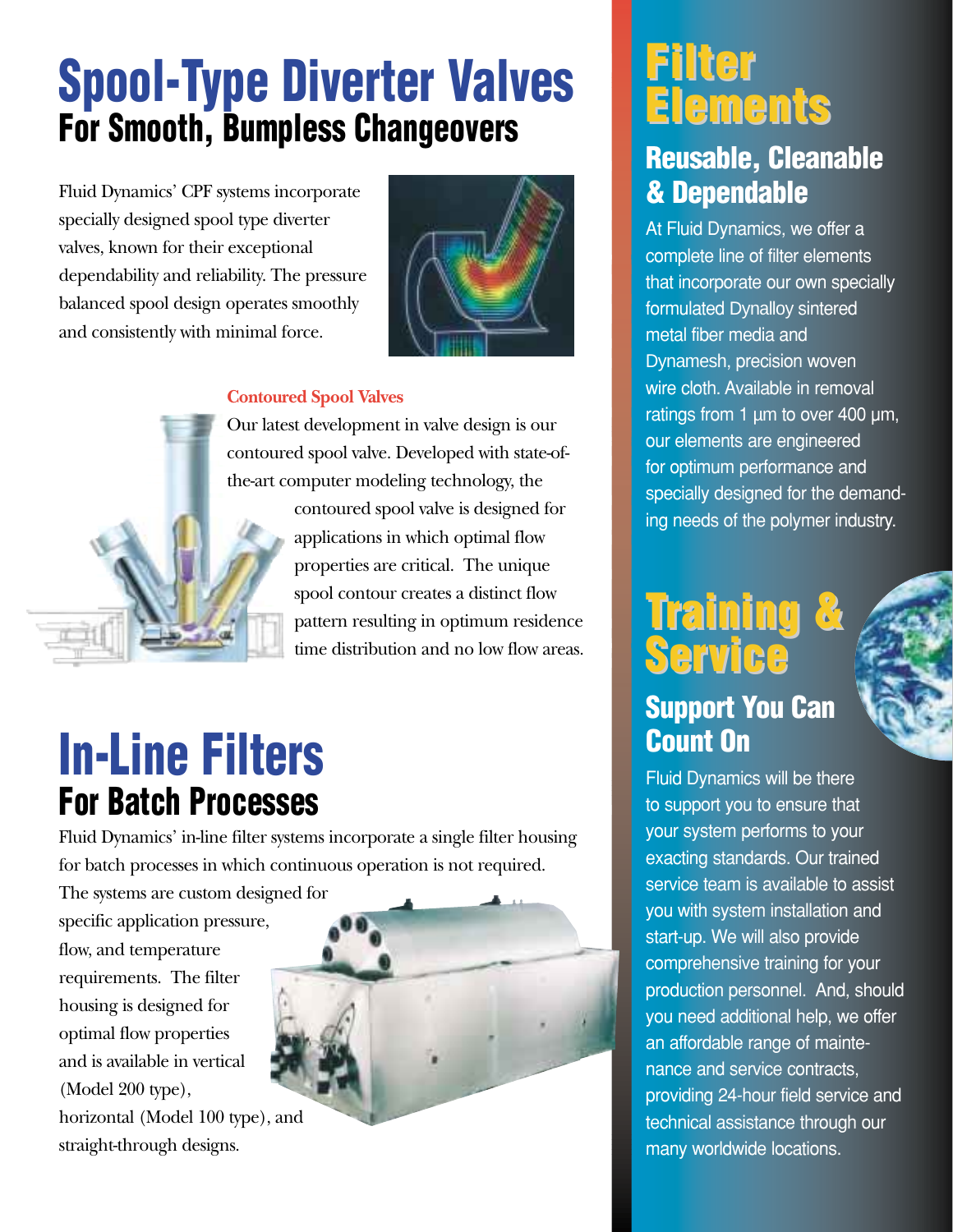# Spool-Type Diverter Valves
## For Smooth, Bumpless Changeovers

Fluid Dynamics' CPF systems incorporate specially designed spool type diverter valves, known for their exceptional dependability and reliability. The pressure balanced spool design operates smoothly and consistently with minimal force.

### Contoured Spool Valves

Our latest development in valve design is our contoured spool valve. Developed with state-of-the-art computer modeling technology, the contoured spool valve is designed for applications in which optimal flow properties are critical. The unique spool contour creates a distinct flow pattern resulting in optimum residence time distribution and no low flow areas.

# In-Line Filters
## For Batch Processes

Fluid Dynamics' in-line filter systems incorporate a single filter housing for batch processes in which continuous operation is not required. The systems are custom designed for specific application pressure, flow, and temperature requirements. The filter housing is designed for optimal flow properties and is available in vertical (Model 200 type), horizontal (Model 100 type), and straight-through designs.

# Filter Elements
## Reusable, Cleanable & Dependable

At Fluid Dynamics, we offer a complete line of filter elements that incorporate our own specially formulated Dynalloy sintered metal fiber media and Dynamesh, precision woven wire cloth. Available in removal ratings from 1 µm to over 400 µm, our elements are engineered for optimum performance and specially designed for the demanding needs of the polymer industry.

# Training & Service
## Support You Can Count On

Fluid Dynamics will be there to support you to ensure that your system performs to your exacting standards. Our trained service team is available to assist you with system installation and start-up. We will also provide comprehensive training for your production personnel. And, should you need additional help, we offer an affordable range of maintenance and service contracts, providing 24-hour field service and technical assistance through our many worldwide locations.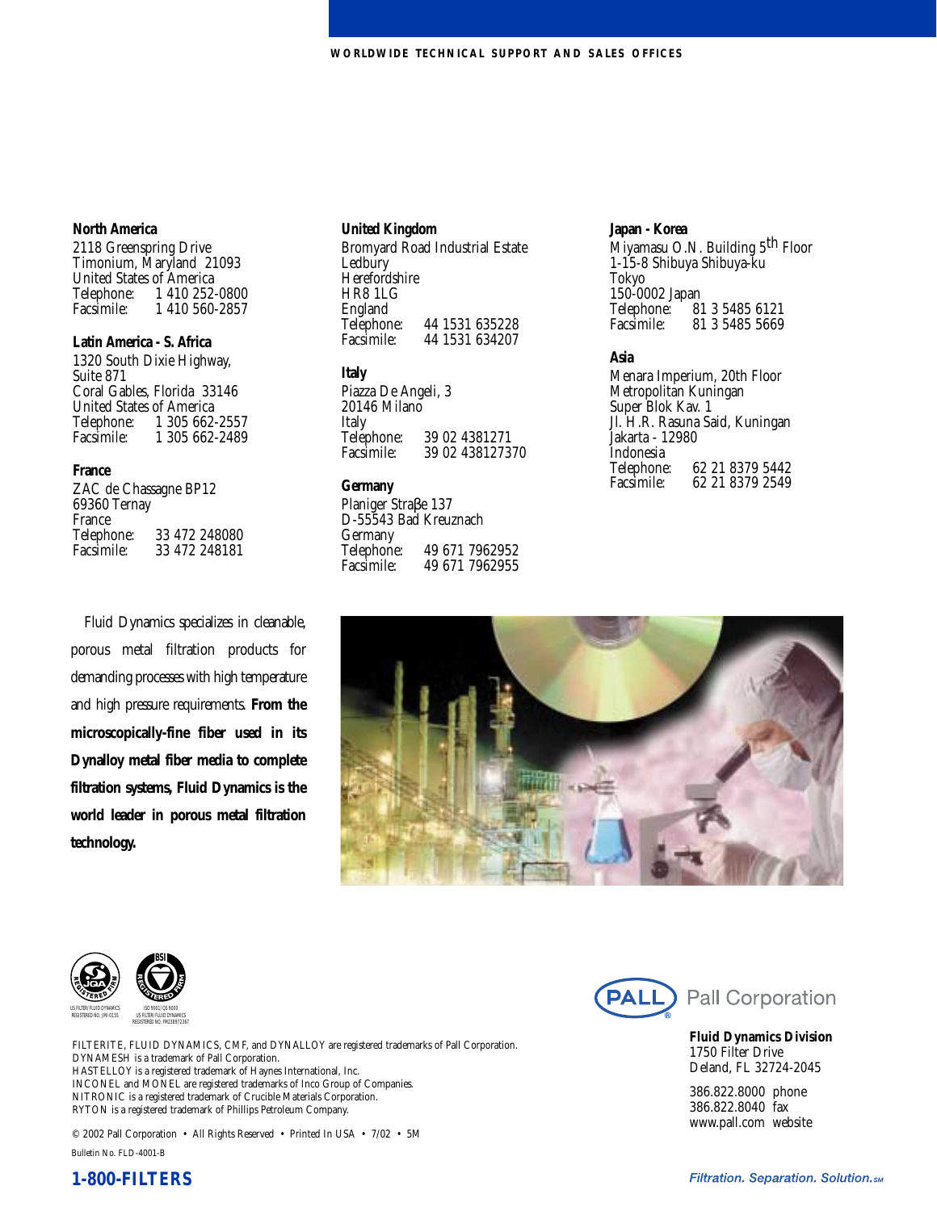## WORLDWIDE TECHNICAL SUPPORT AND SALES OFFICES

**North America**
2118 Greenspring Drive
Timonium, Maryland 21093
United States of America
Telephone: 1 410 252-0800
Facsimile: 1 410 560-2857

**Latin America - S. Africa**
1320 South Dixie Highway,
Suite 871
Coral Gables, Florida 33146
United States of America
Telephone: 1 305 662-2557
Facsimile: 1 305 662-2489

**France**
ZAC de Chassagne BP12
69360 Ternay
France
Telephone: 33 472 248080
Facsimile: 33 472 248181

**United Kingdom**
Bromyard Road Industrial Estate
Ledbury
Herefordshire
HR8 1LG
England
Telephone: 44 1531 635228
Facsimile: 44 1531 634207

**Italy**
Piazza De Angeli, 3
20146 Milano
Italy
Telephone: 39 02 4381271
Facsimile: 39 02 438127370

**Germany**
Planiger Straβe 137
D-55543 Bad Kreuznach
Germany
Telephone: 49 671 7962952
Facsimile: 49 671 7962955

**Japan - Korea**
Miyamasu O.N. Building 5th Floor
1-15-8 Shibuya Shibuya-ku
Tokyo
150-0002 Japan
Telephone: 81 3 5485 6121
Facsimile: 81 3 5485 5669

**Asia**
Menara Imperium, 20th Floor
Metropolitan Kuningan
Super Blok Kav. 1
Jl. H.R. Rasuna Said, Kuningan
Jakarta - 12980
Indonesia
Telephone: 62 21 8379 5442
Facsimile: 62 21 8379 2549

Fluid Dynamics specializes in cleanable, porous metal filtration products for demanding processes with high temperature and high pressure requirements. **From the microscopically-fine fiber used in its Dynalloy metal fiber media to complete filtration systems, Fluid Dynamics is the world leader in porous metal filtration technology.**

US FILTER/FLUID DYNAMICS REGISTERED NO. JMI-0155

ISO 9001/QS 9000 US FILTER/FLUID DYNAMICS REGISTERED NO. FM23897/2367

FILTERITE, FLUID DYNAMICS, CMF, and DYNALLOY are registered trademarks of Pall Corporation.
DYNAMESH is a trademark of Pall Corporation.
HASTELLOY is a registered trademark of Haynes International, Inc.
INCONEL and MONEL are registered trademarks of Inco Group of Companies.
NITRONIC is a registered trademark of Crucible Materials Corporation.
RYTON is a registered trademark of Phillips Petroleum Company.

© 2002 Pall Corporation • All Rights Reserved • Printed In USA • 7/02 • 5M

Bulletin No. FLD-4001-B

Pall Corporation

**Fluid Dynamics Division**
1750 Filter Drive
Deland, FL 32724-2045

386.822.8000 phone
386.822.8040 fax
www.pall.com website

**1-800-FILTERS**

*Filtration. Separation. Solution.* SM